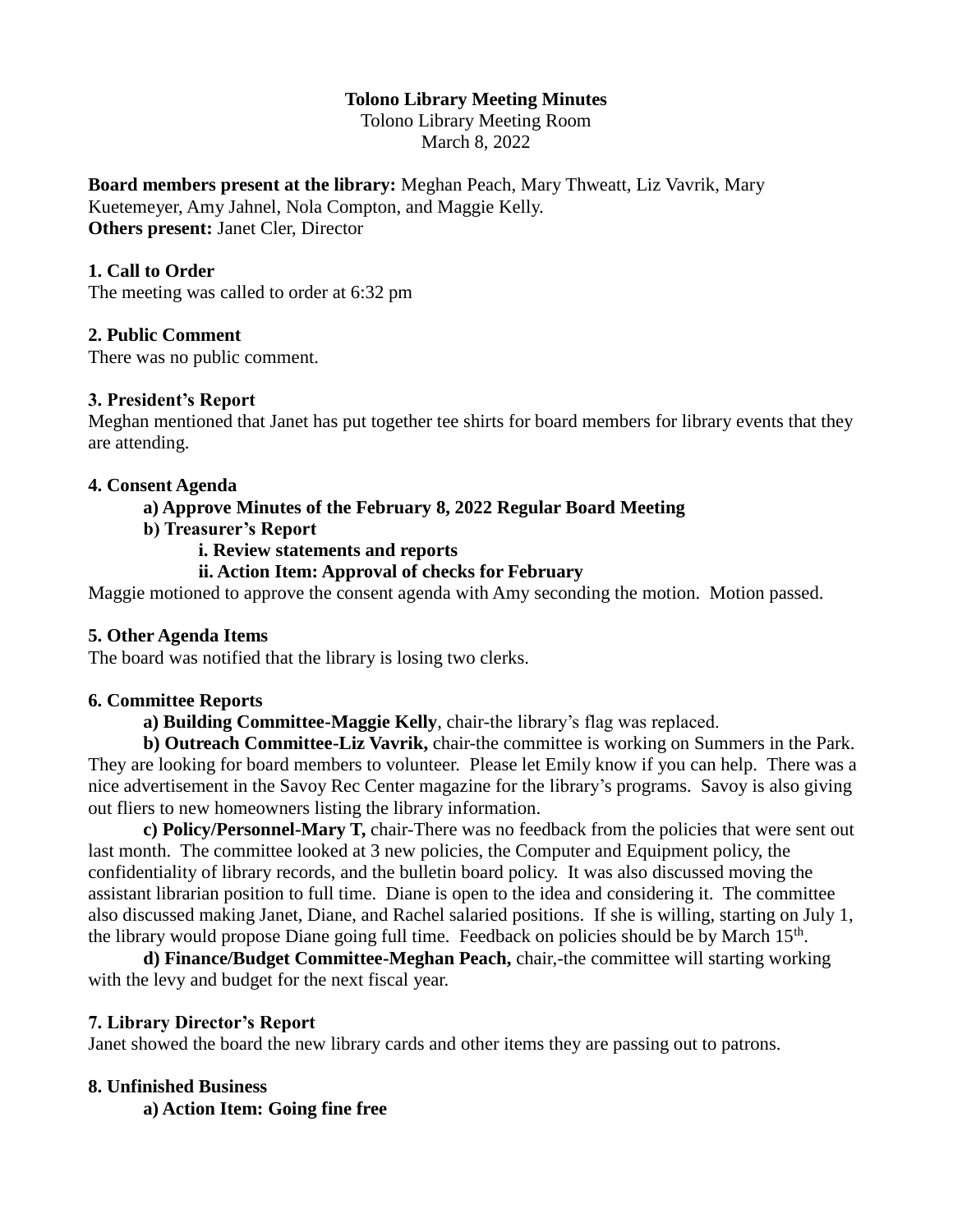# Tolono Library Meeting Minutes

Tolono Library Meeting Room
March 8, 2022

**Board members present at the library:** Meghan Peach, Mary Thweatt, Liz Vavrik, Mary Kuetemeyer, Amy Jahnel, Nola Compton, and Maggie Kelly.
**Others present:** Janet Cler, Director

### 1. Call to Order

The meeting was called to order at 6:32 pm

### 2. Public Comment

There was no public comment.

### 3. President's Report

Meghan mentioned that Janet has put together tee shirts for board members for library events that they are attending.

### 4. Consent Agenda

**a) Approve Minutes of the February 8, 2022 Regular Board Meeting**

**b) Treasurer's Report**

**i. Review statements and reports**

**ii. Action Item: Approval of checks for February**

Maggie motioned to approve the consent agenda with Amy seconding the motion. Motion passed.

### 5. Other Agenda Items

The board was notified that the library is losing two clerks.

### 6. Committee Reports

**a) Building Committee-Maggie Kelly**, chair-the library's flag was replaced.

**b) Outreach Committee-Liz Vavrik,** chair-the committee is working on Summers in the Park. They are looking for board members to volunteer. Please let Emily know if you can help. There was a nice advertisement in the Savoy Rec Center magazine for the library's programs. Savoy is also giving out fliers to new homeowners listing the library information.

**c) Policy/Personnel-Mary T,** chair-There was no feedback from the policies that were sent out last month. The committee looked at 3 new policies, the Computer and Equipment policy, the confidentiality of library records, and the bulletin board policy. It was also discussed moving the assistant librarian position to full time. Diane is open to the idea and considering it. The committee also discussed making Janet, Diane, and Rachel salaried positions. If she is willing, starting on July 1, the library would propose Diane going full time. Feedback on policies should be by March 15th.

**d) Finance/Budget Committee-Meghan Peach,** chair,-the committee will starting working with the levy and budget for the next fiscal year.

### 7. Library Director's Report

Janet showed the board the new library cards and other items they are passing out to patrons.

### 8. Unfinished Business

**a) Action Item: Going fine free**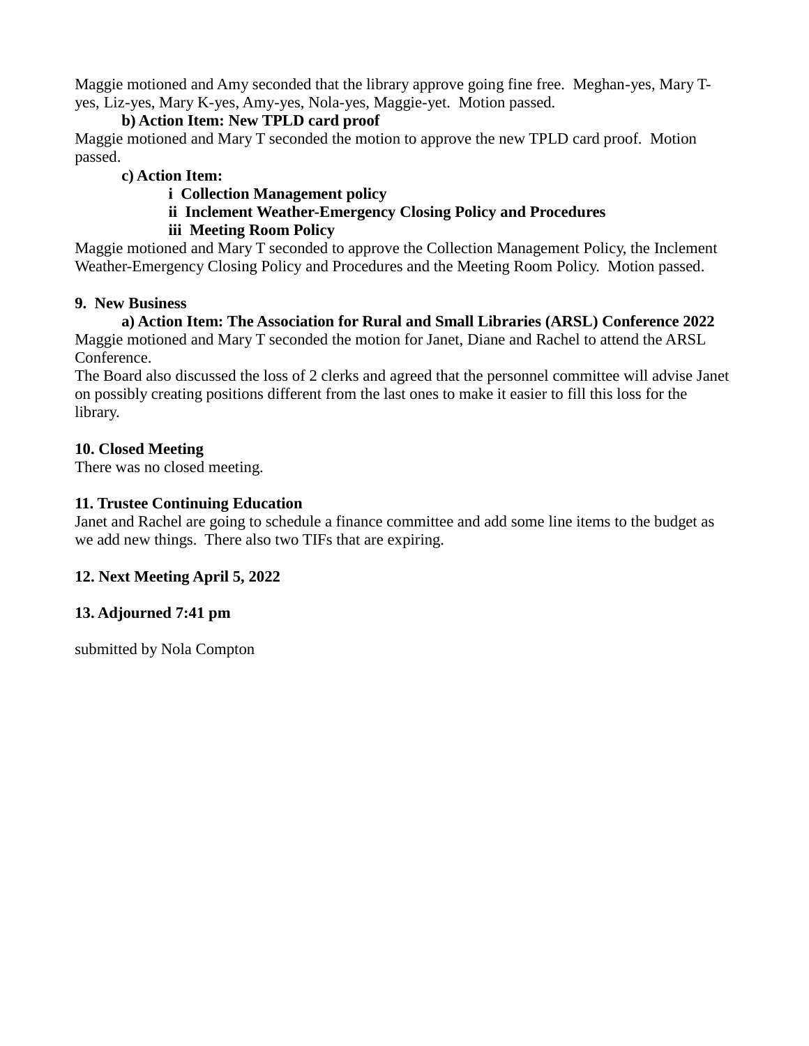Maggie motioned and Amy seconded that the library approve going fine free. Meghan-yes, Mary T-yes, Liz-yes, Mary K-yes, Amy-yes, Nola-yes, Maggie-yet. Motion passed.

**b) Action Item: New TPLD card proof**

Maggie motioned and Mary T seconded the motion to approve the new TPLD card proof. Motion passed.

**c) Action Item:**

**i Collection Management policy**

**ii Inclement Weather-Emergency Closing Policy and Procedures**

**iii Meeting Room Policy**

Maggie motioned and Mary T seconded to approve the Collection Management Policy, the Inclement Weather-Emergency Closing Policy and Procedures and the Meeting Room Policy. Motion passed.

**9. New Business**

**a) Action Item: The Association for Rural and Small Libraries (ARSL) Conference 2022**

Maggie motioned and Mary T seconded the motion for Janet, Diane and Rachel to attend the ARSL Conference.

The Board also discussed the loss of 2 clerks and agreed that the personnel committee will advise Janet on possibly creating positions different from the last ones to make it easier to fill this loss for the library.

**10. Closed Meeting**

There was no closed meeting.

**11. Trustee Continuing Education**

Janet and Rachel are going to schedule a finance committee and add some line items to the budget as we add new things. There also two TIFs that are expiring.

**12. Next Meeting April 5, 2022**

**13. Adjourned 7:41 pm**

submitted by Nola Compton